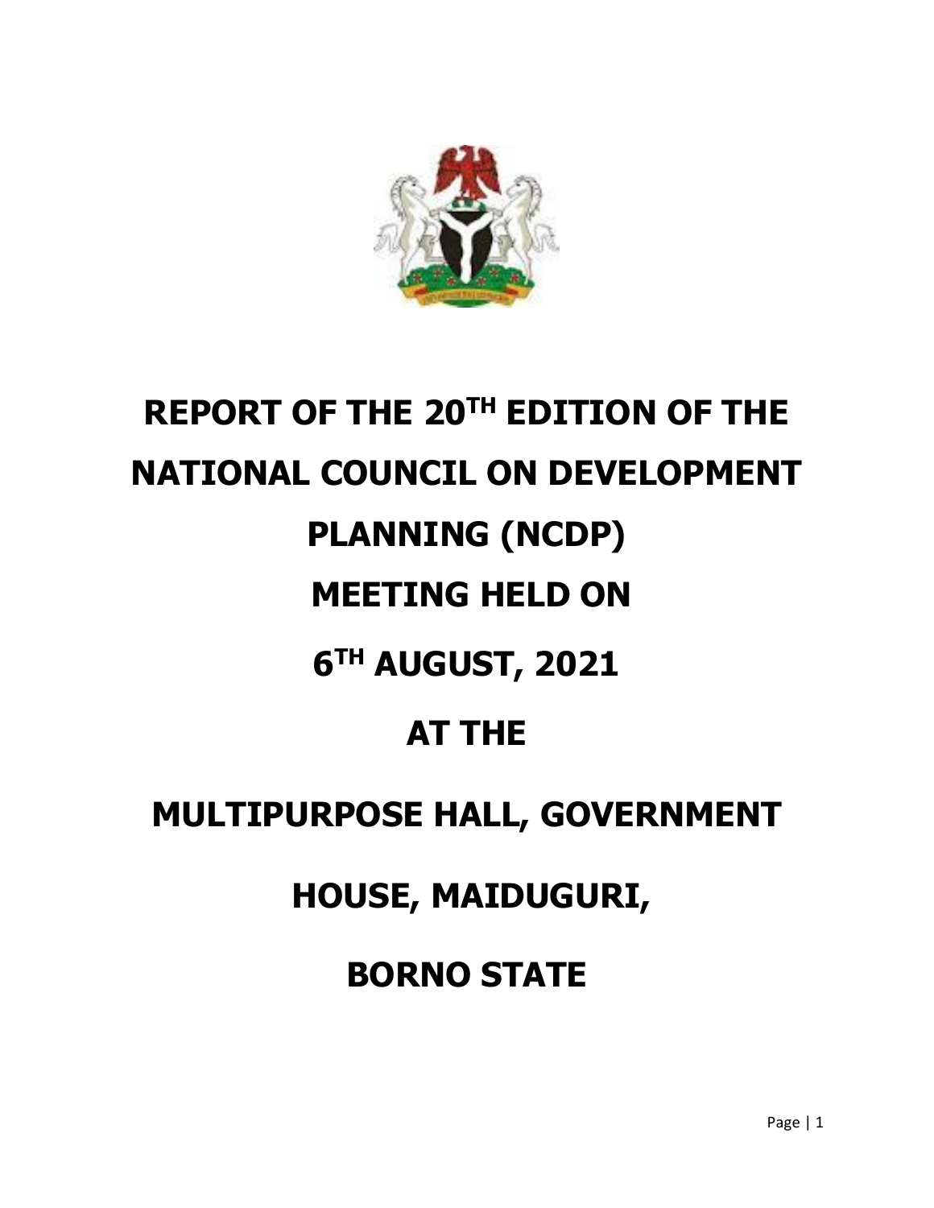# REPORT OF THE 20TH EDITION OF THE NATIONAL COUNCIL ON DEVELOPMENT PLANNING (NCDP) MEETING HELD ON 6TH AUGUST, 2021 AT THE MULTIPURPOSE HALL, GOVERNMENT HOUSE, MAIDUGURI, BORNO STATE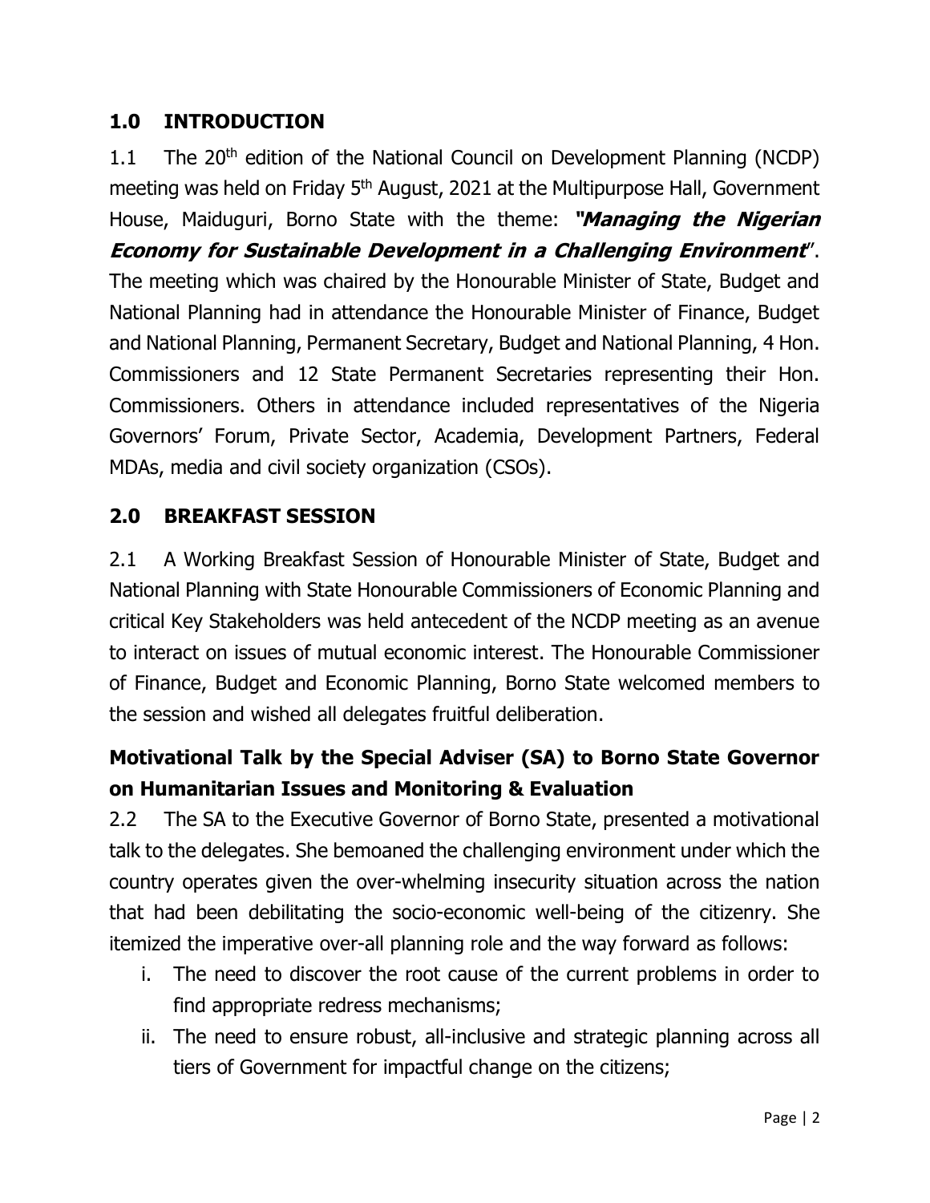## 1.0 INTRODUCTION

1.1 The 20th edition of the National Council on Development Planning (NCDP) meeting was held on Friday 5th August, 2021 at the Multipurpose Hall, Government House, Maiduguri, Borno State with the theme: ***"Managing the Nigerian Economy for Sustainable Development in a Challenging Environment***". The meeting which was chaired by the Honourable Minister of State, Budget and National Planning had in attendance the Honourable Minister of Finance, Budget and National Planning, Permanent Secretary, Budget and National Planning, 4 Hon. Commissioners and 12 State Permanent Secretaries representing their Hon. Commissioners. Others in attendance included representatives of the Nigeria Governors' Forum, Private Sector, Academia, Development Partners, Federal MDAs, media and civil society organization (CSOs).

## 2.0 BREAKFAST SESSION

2.1 A Working Breakfast Session of Honourable Minister of State, Budget and National Planning with State Honourable Commissioners of Economic Planning and critical Key Stakeholders was held antecedent of the NCDP meeting as an avenue to interact on issues of mutual economic interest. The Honourable Commissioner of Finance, Budget and Economic Planning, Borno State welcomed members to the session and wished all delegates fruitful deliberation.

### Motivational Talk by the Special Adviser (SA) to Borno State Governor on Humanitarian Issues and Monitoring & Evaluation

2.2 The SA to the Executive Governor of Borno State, presented a motivational talk to the delegates. She bemoaned the challenging environment under which the country operates given the over-whelming insecurity situation across the nation that had been debilitating the socio-economic well-being of the citizenry. She itemized the imperative over-all planning role and the way forward as follows:

i. The need to discover the root cause of the current problems in order to find appropriate redress mechanisms;
ii. The need to ensure robust, all-inclusive and strategic planning across all tiers of Government for impactful change on the citizens;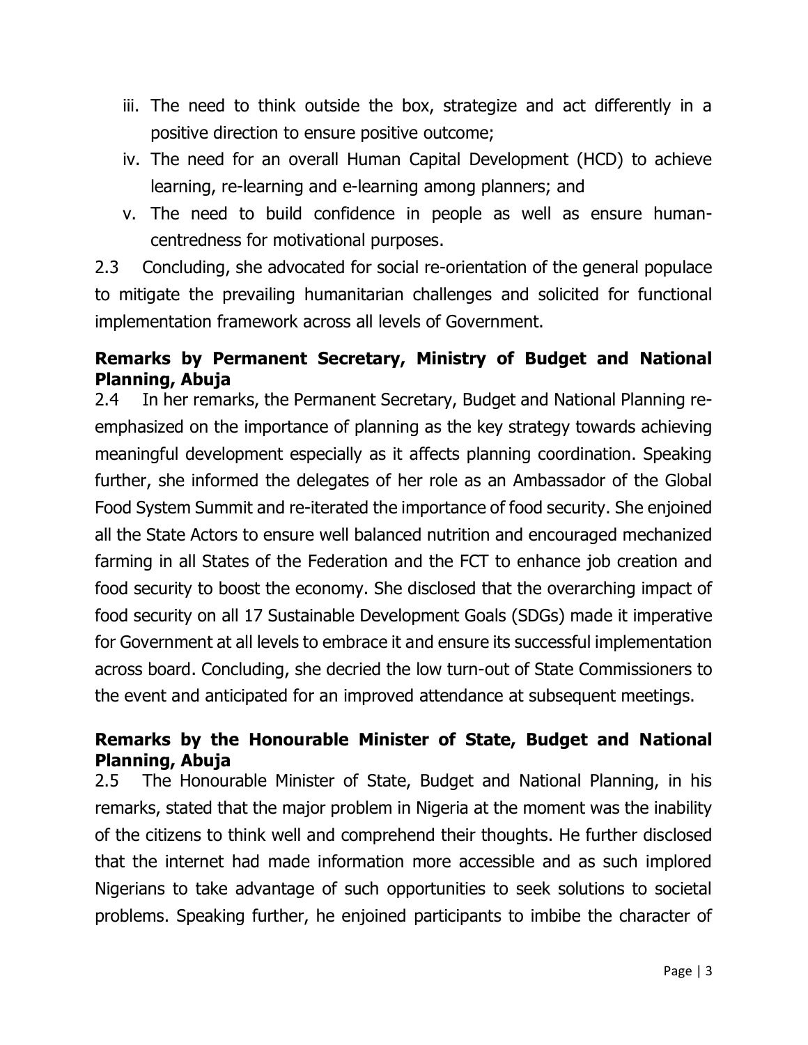iii. The need to think outside the box, strategize and act differently in a positive direction to ensure positive outcome;

iv. The need for an overall Human Capital Development (HCD) to achieve learning, re-learning and e-learning among planners; and

v. The need to build confidence in people as well as ensure human-centredness for motivational purposes.

2.3 Concluding, she advocated for social re-orientation of the general populace to mitigate the prevailing humanitarian challenges and solicited for functional implementation framework across all levels of Government.

**Remarks by Permanent Secretary, Ministry of Budget and National Planning, Abuja**

2.4 In her remarks, the Permanent Secretary, Budget and National Planning re-emphasized on the importance of planning as the key strategy towards achieving meaningful development especially as it affects planning coordination. Speaking further, she informed the delegates of her role as an Ambassador of the Global Food System Summit and re-iterated the importance of food security. She enjoined all the State Actors to ensure well balanced nutrition and encouraged mechanized farming in all States of the Federation and the FCT to enhance job creation and food security to boost the economy. She disclosed that the overarching impact of food security on all 17 Sustainable Development Goals (SDGs) made it imperative for Government at all levels to embrace it and ensure its successful implementation across board. Concluding, she decried the low turn-out of State Commissioners to the event and anticipated for an improved attendance at subsequent meetings.

**Remarks by the Honourable Minister of State, Budget and National Planning, Abuja**

2.5 The Honourable Minister of State, Budget and National Planning, in his remarks, stated that the major problem in Nigeria at the moment was the inability of the citizens to think well and comprehend their thoughts. He further disclosed that the internet had made information more accessible and as such implored Nigerians to take advantage of such opportunities to seek solutions to societal problems. Speaking further, he enjoined participants to imbibe the character of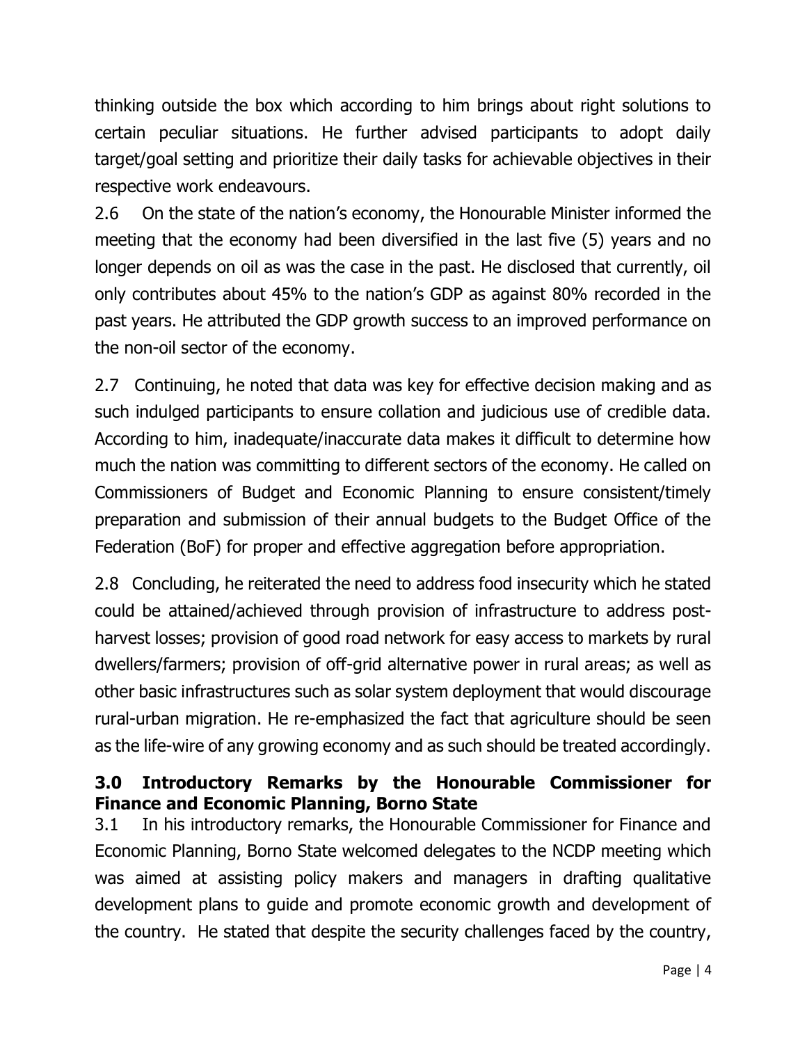thinking outside the box which according to him brings about right solutions to certain peculiar situations. He further advised participants to adopt daily target/goal setting and prioritize their daily tasks for achievable objectives in their respective work endeavours.

2.6 On the state of the nation's economy, the Honourable Minister informed the meeting that the economy had been diversified in the last five (5) years and no longer depends on oil as was the case in the past. He disclosed that currently, oil only contributes about 45% to the nation's GDP as against 80% recorded in the past years. He attributed the GDP growth success to an improved performance on the non-oil sector of the economy.

2.7 Continuing, he noted that data was key for effective decision making and as such indulged participants to ensure collation and judicious use of credible data. According to him, inadequate/inaccurate data makes it difficult to determine how much the nation was committing to different sectors of the economy. He called on Commissioners of Budget and Economic Planning to ensure consistent/timely preparation and submission of their annual budgets to the Budget Office of the Federation (BoF) for proper and effective aggregation before appropriation.

2.8 Concluding, he reiterated the need to address food insecurity which he stated could be attained/achieved through provision of infrastructure to address post-harvest losses; provision of good road network for easy access to markets by rural dwellers/farmers; provision of off-grid alternative power in rural areas; as well as other basic infrastructures such as solar system deployment that would discourage rural-urban migration. He re-emphasized the fact that agriculture should be seen as the life-wire of any growing economy and as such should be treated accordingly.

## 3.0 Introductory Remarks by the Honourable Commissioner for Finance and Economic Planning, Borno State

3.1 In his introductory remarks, the Honourable Commissioner for Finance and Economic Planning, Borno State welcomed delegates to the NCDP meeting which was aimed at assisting policy makers and managers in drafting qualitative development plans to guide and promote economic growth and development of the country. He stated that despite the security challenges faced by the country,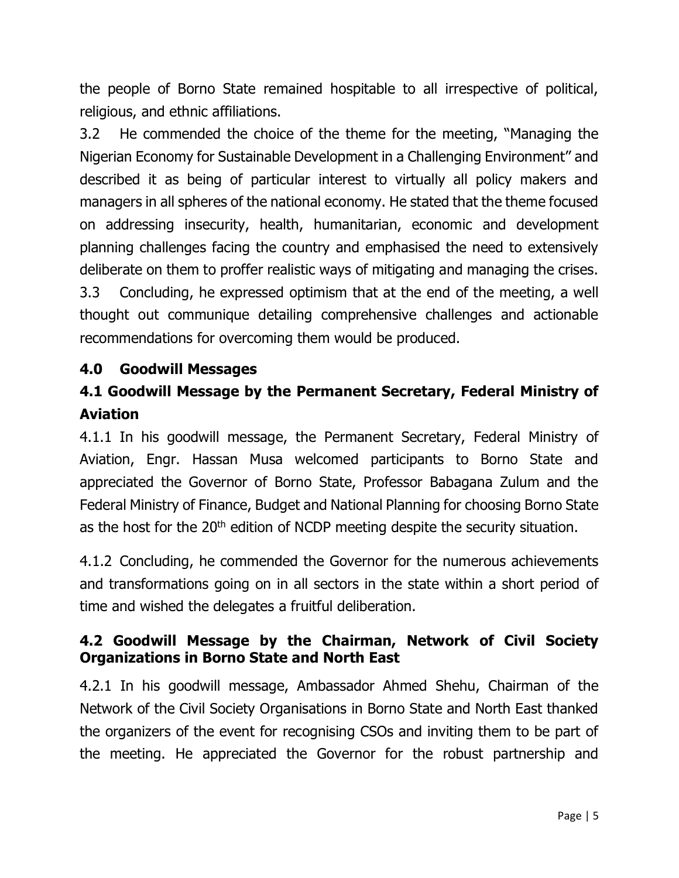the people of Borno State remained hospitable to all irrespective of political, religious, and ethnic affiliations.

3.2 He commended the choice of the theme for the meeting, "Managing the Nigerian Economy for Sustainable Development in a Challenging Environment" and described it as being of particular interest to virtually all policy makers and managers in all spheres of the national economy. He stated that the theme focused on addressing insecurity, health, humanitarian, economic and development planning challenges facing the country and emphasised the need to extensively deliberate on them to proffer realistic ways of mitigating and managing the crises.

3.3 Concluding, he expressed optimism that at the end of the meeting, a well thought out communique detailing comprehensive challenges and actionable recommendations for overcoming them would be produced.

## 4.0 Goodwill Messages

### 4.1 Goodwill Message by the Permanent Secretary, Federal Ministry of Aviation

4.1.1 In his goodwill message, the Permanent Secretary, Federal Ministry of Aviation, Engr. Hassan Musa welcomed participants to Borno State and appreciated the Governor of Borno State, Professor Babagana Zulum and the Federal Ministry of Finance, Budget and National Planning for choosing Borno State as the host for the 20th edition of NCDP meeting despite the security situation.

4.1.2 Concluding, he commended the Governor for the numerous achievements and transformations going on in all sectors in the state within a short period of time and wished the delegates a fruitful deliberation.

### 4.2 Goodwill Message by the Chairman, Network of Civil Society Organizations in Borno State and North East

4.2.1 In his goodwill message, Ambassador Ahmed Shehu, Chairman of the Network of the Civil Society Organisations in Borno State and North East thanked the organizers of the event for recognising CSOs and inviting them to be part of the meeting. He appreciated the Governor for the robust partnership and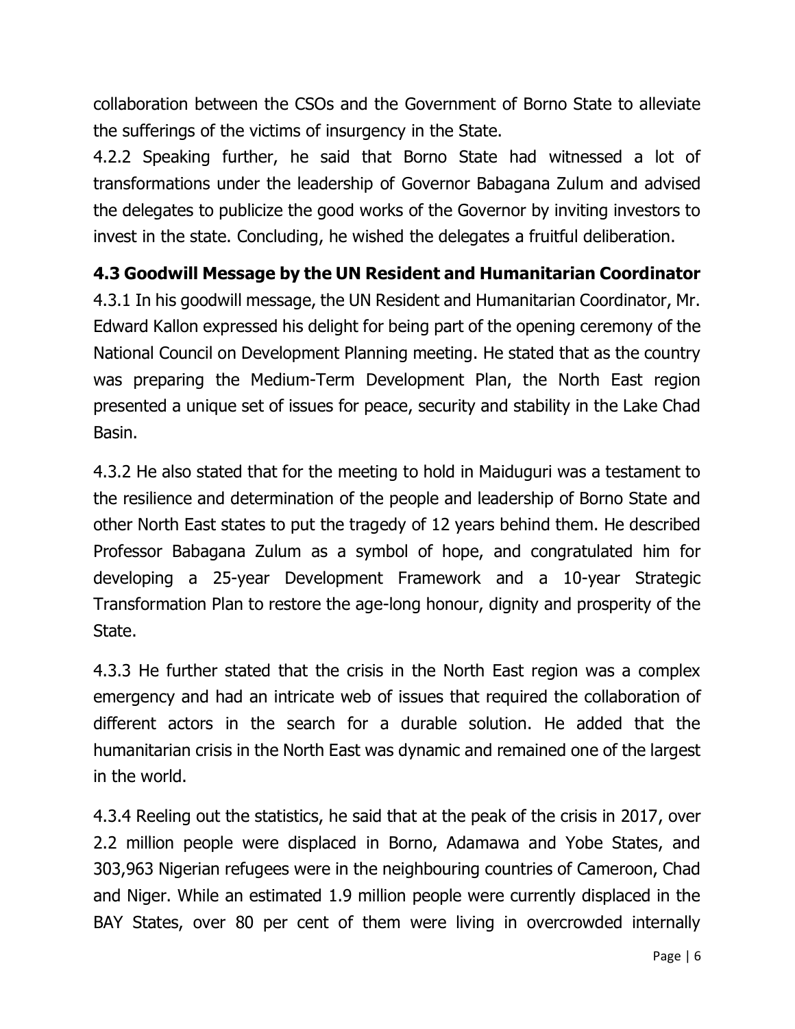collaboration between the CSOs and the Government of Borno State to alleviate the sufferings of the victims of insurgency in the State.

4.2.2 Speaking further, he said that Borno State had witnessed a lot of transformations under the leadership of Governor Babagana Zulum and advised the delegates to publicize the good works of the Governor by inviting investors to invest in the state. Concluding, he wished the delegates a fruitful deliberation.

### 4.3 Goodwill Message by the UN Resident and Humanitarian Coordinator

4.3.1 In his goodwill message, the UN Resident and Humanitarian Coordinator, Mr. Edward Kallon expressed his delight for being part of the opening ceremony of the National Council on Development Planning meeting. He stated that as the country was preparing the Medium-Term Development Plan, the North East region presented a unique set of issues for peace, security and stability in the Lake Chad Basin.

4.3.2 He also stated that for the meeting to hold in Maiduguri was a testament to the resilience and determination of the people and leadership of Borno State and other North East states to put the tragedy of 12 years behind them. He described Professor Babagana Zulum as a symbol of hope, and congratulated him for developing a 25-year Development Framework and a 10-year Strategic Transformation Plan to restore the age-long honour, dignity and prosperity of the State.

4.3.3 He further stated that the crisis in the North East region was a complex emergency and had an intricate web of issues that required the collaboration of different actors in the search for a durable solution. He added that the humanitarian crisis in the North East was dynamic and remained one of the largest in the world.

4.3.4 Reeling out the statistics, he said that at the peak of the crisis in 2017, over 2.2 million people were displaced in Borno, Adamawa and Yobe States, and 303,963 Nigerian refugees were in the neighbouring countries of Cameroon, Chad and Niger. While an estimated 1.9 million people were currently displaced in the BAY States, over 80 per cent of them were living in overcrowded internally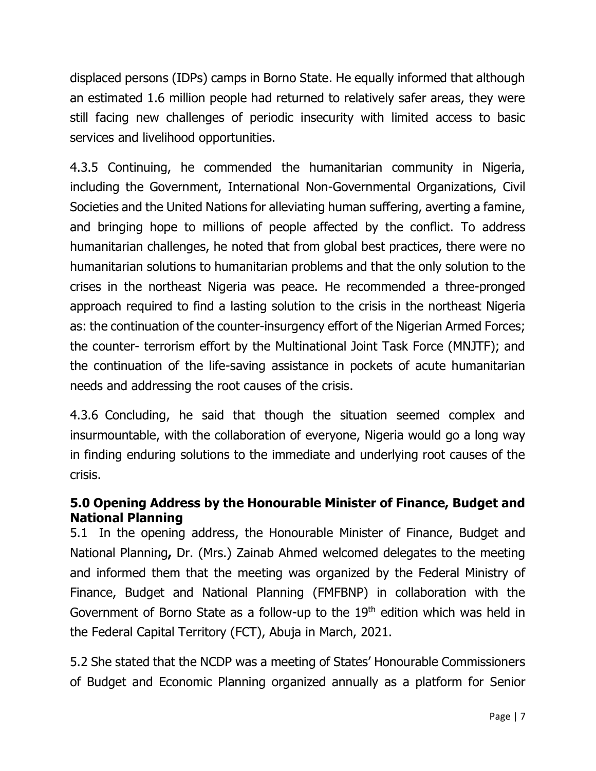displaced persons (IDPs) camps in Borno State. He equally informed that although an estimated 1.6 million people had returned to relatively safer areas, they were still facing new challenges of periodic insecurity with limited access to basic services and livelihood opportunities.

4.3.5 Continuing, he commended the humanitarian community in Nigeria, including the Government, International Non-Governmental Organizations, Civil Societies and the United Nations for alleviating human suffering, averting a famine, and bringing hope to millions of people affected by the conflict. To address humanitarian challenges, he noted that from global best practices, there were no humanitarian solutions to humanitarian problems and that the only solution to the crises in the northeast Nigeria was peace. He recommended a three-pronged approach required to find a lasting solution to the crisis in the northeast Nigeria as: the continuation of the counter-insurgency effort of the Nigerian Armed Forces; the counter- terrorism effort by the Multinational Joint Task Force (MNJTF); and the continuation of the life-saving assistance in pockets of acute humanitarian needs and addressing the root causes of the crisis.

4.3.6 Concluding, he said that though the situation seemed complex and insurmountable, with the collaboration of everyone, Nigeria would go a long way in finding enduring solutions to the immediate and underlying root causes of the crisis.

## 5.0 Opening Address by the Honourable Minister of Finance, Budget and National Planning

5.1 In the opening address, the Honourable Minister of Finance, Budget and National Planning**,** Dr. (Mrs.) Zainab Ahmed welcomed delegates to the meeting and informed them that the meeting was organized by the Federal Ministry of Finance, Budget and National Planning (FMFBNP) in collaboration with the Government of Borno State as a follow-up to the 19th edition which was held in the Federal Capital Territory (FCT), Abuja in March, 2021.

5.2 She stated that the NCDP was a meeting of States' Honourable Commissioners of Budget and Economic Planning organized annually as a platform for Senior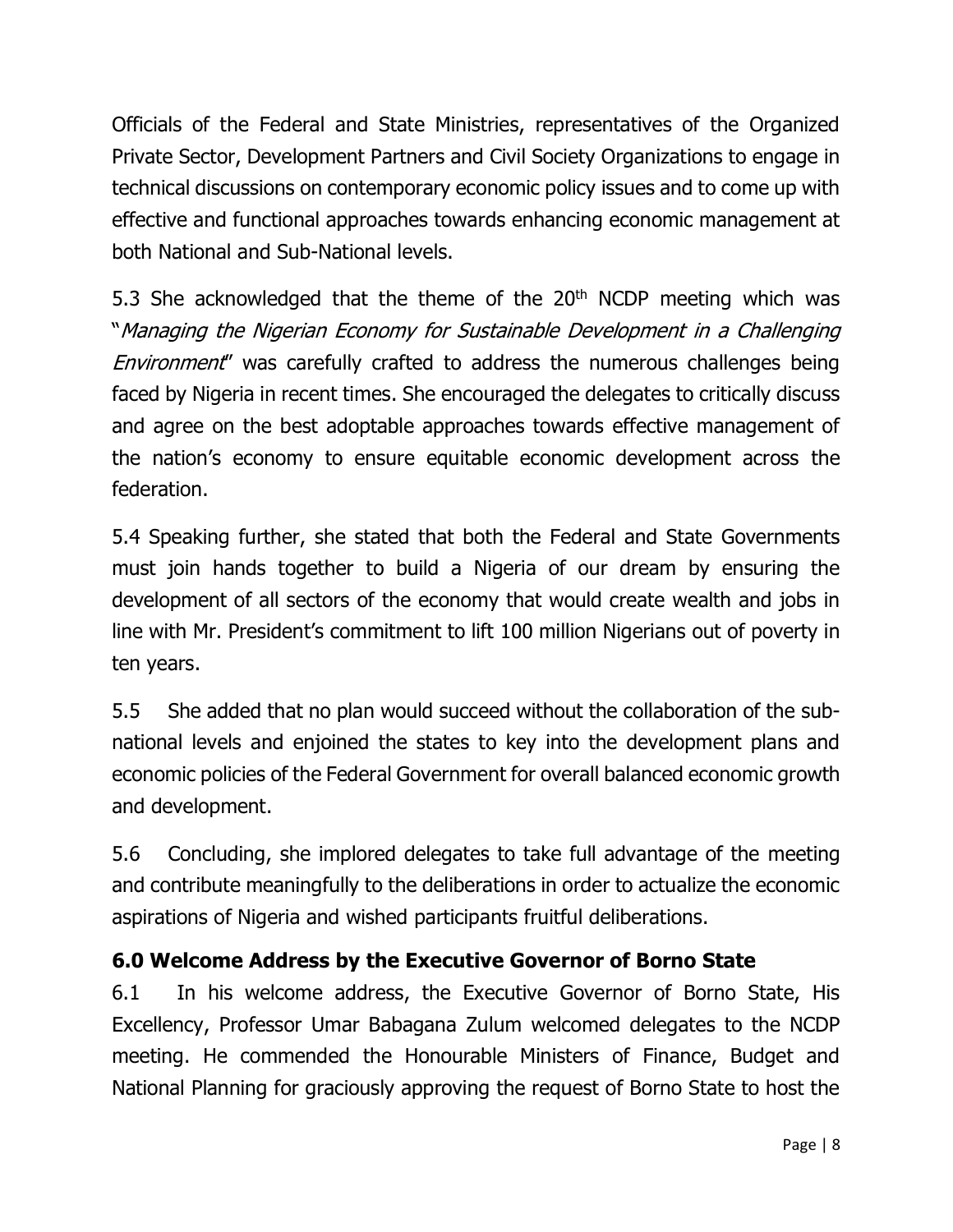Officials of the Federal and State Ministries, representatives of the Organized Private Sector, Development Partners and Civil Society Organizations to engage in technical discussions on contemporary economic policy issues and to come up with effective and functional approaches towards enhancing economic management at both National and Sub-National levels.

5.3 She acknowledged that the theme of the 20th NCDP meeting which was "*Managing the Nigerian Economy for Sustainable Development in a Challenging Environment*" was carefully crafted to address the numerous challenges being faced by Nigeria in recent times. She encouraged the delegates to critically discuss and agree on the best adoptable approaches towards effective management of the nation's economy to ensure equitable economic development across the federation.

5.4 Speaking further, she stated that both the Federal and State Governments must join hands together to build a Nigeria of our dream by ensuring the development of all sectors of the economy that would create wealth and jobs in line with Mr. President's commitment to lift 100 million Nigerians out of poverty in ten years.

5.5 She added that no plan would succeed without the collaboration of the sub-national levels and enjoined the states to key into the development plans and economic policies of the Federal Government for overall balanced economic growth and development.

5.6 Concluding, she implored delegates to take full advantage of the meeting and contribute meaningfully to the deliberations in order to actualize the economic aspirations of Nigeria and wished participants fruitful deliberations.

## 6.0 Welcome Address by the Executive Governor of Borno State

6.1 In his welcome address, the Executive Governor of Borno State, His Excellency, Professor Umar Babagana Zulum welcomed delegates to the NCDP meeting. He commended the Honourable Ministers of Finance, Budget and National Planning for graciously approving the request of Borno State to host the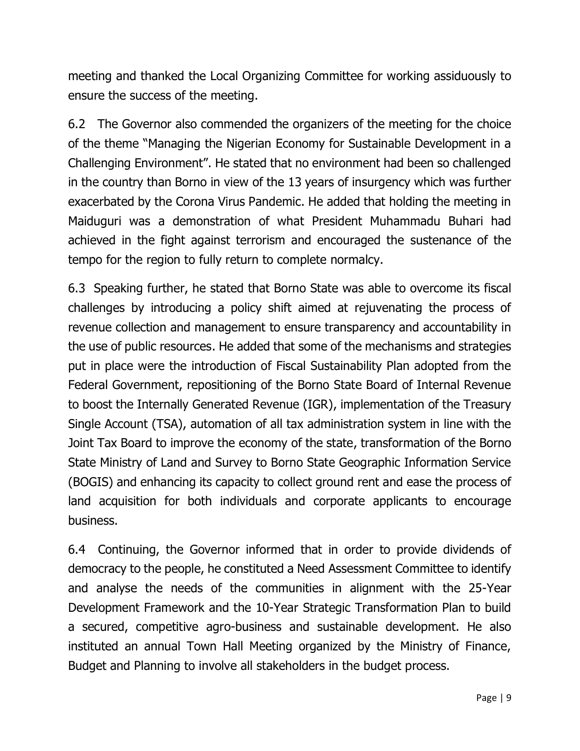meeting and thanked the Local Organizing Committee for working assiduously to ensure the success of the meeting.

6.2 The Governor also commended the organizers of the meeting for the choice of the theme "Managing the Nigerian Economy for Sustainable Development in a Challenging Environment". He stated that no environment had been so challenged in the country than Borno in view of the 13 years of insurgency which was further exacerbated by the Corona Virus Pandemic. He added that holding the meeting in Maiduguri was a demonstration of what President Muhammadu Buhari had achieved in the fight against terrorism and encouraged the sustenance of the tempo for the region to fully return to complete normalcy.

6.3 Speaking further, he stated that Borno State was able to overcome its fiscal challenges by introducing a policy shift aimed at rejuvenating the process of revenue collection and management to ensure transparency and accountability in the use of public resources. He added that some of the mechanisms and strategies put in place were the introduction of Fiscal Sustainability Plan adopted from the Federal Government, repositioning of the Borno State Board of Internal Revenue to boost the Internally Generated Revenue (IGR), implementation of the Treasury Single Account (TSA), automation of all tax administration system in line with the Joint Tax Board to improve the economy of the state, transformation of the Borno State Ministry of Land and Survey to Borno State Geographic Information Service (BOGIS) and enhancing its capacity to collect ground rent and ease the process of land acquisition for both individuals and corporate applicants to encourage business.

6.4 Continuing, the Governor informed that in order to provide dividends of democracy to the people, he constituted a Need Assessment Committee to identify and analyse the needs of the communities in alignment with the 25-Year Development Framework and the 10-Year Strategic Transformation Plan to build a secured, competitive agro-business and sustainable development. He also instituted an annual Town Hall Meeting organized by the Ministry of Finance, Budget and Planning to involve all stakeholders in the budget process.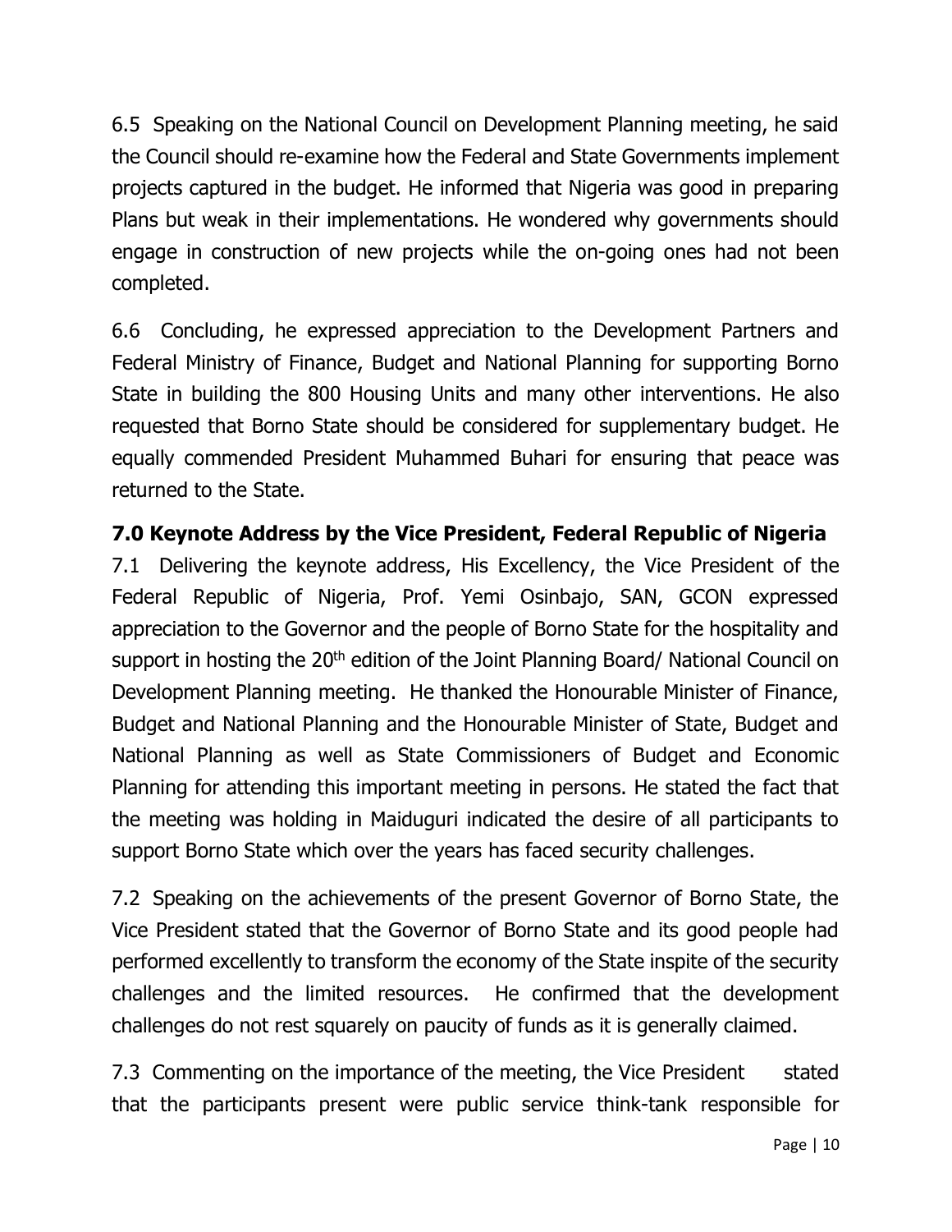6.5 Speaking on the National Council on Development Planning meeting, he said the Council should re-examine how the Federal and State Governments implement projects captured in the budget. He informed that Nigeria was good in preparing Plans but weak in their implementations. He wondered why governments should engage in construction of new projects while the on-going ones had not been completed.

6.6 Concluding, he expressed appreciation to the Development Partners and Federal Ministry of Finance, Budget and National Planning for supporting Borno State in building the 800 Housing Units and many other interventions. He also requested that Borno State should be considered for supplementary budget. He equally commended President Muhammed Buhari for ensuring that peace was returned to the State.

## 7.0 Keynote Address by the Vice President, Federal Republic of Nigeria

7.1 Delivering the keynote address, His Excellency, the Vice President of the Federal Republic of Nigeria, Prof. Yemi Osinbajo, SAN, GCON expressed appreciation to the Governor and the people of Borno State for the hospitality and support in hosting the 20th edition of the Joint Planning Board/ National Council on Development Planning meeting. He thanked the Honourable Minister of Finance, Budget and National Planning and the Honourable Minister of State, Budget and National Planning as well as State Commissioners of Budget and Economic Planning for attending this important meeting in persons. He stated the fact that the meeting was holding in Maiduguri indicated the desire of all participants to support Borno State which over the years has faced security challenges.

7.2 Speaking on the achievements of the present Governor of Borno State, the Vice President stated that the Governor of Borno State and its good people had performed excellently to transform the economy of the State inspite of the security challenges and the limited resources. He confirmed that the development challenges do not rest squarely on paucity of funds as it is generally claimed.

7.3 Commenting on the importance of the meeting, the Vice President stated that the participants present were public service think-tank responsible for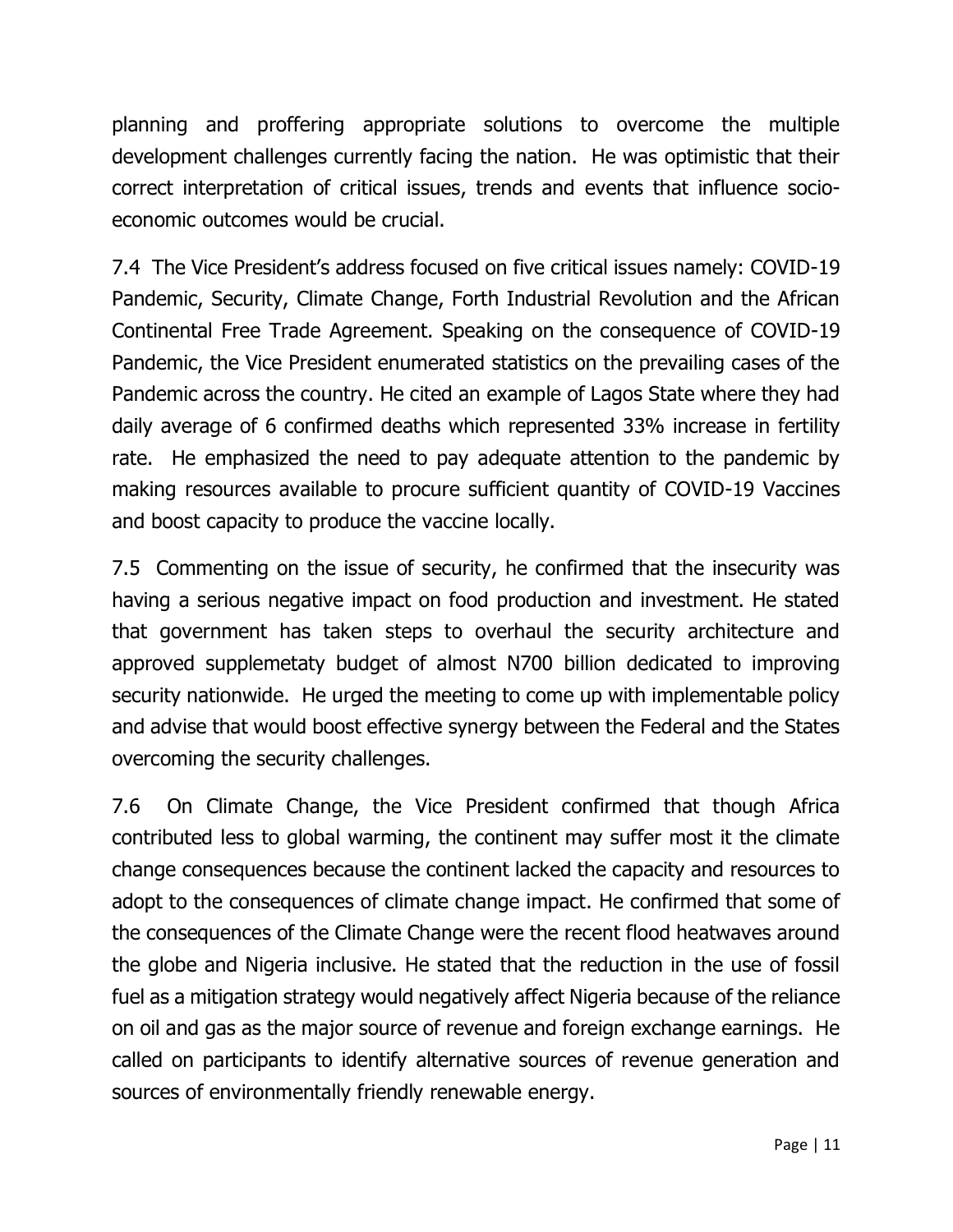planning and proffering appropriate solutions to overcome the multiple development challenges currently facing the nation. He was optimistic that their correct interpretation of critical issues, trends and events that influence socio-economic outcomes would be crucial.

7.4 The Vice President's address focused on five critical issues namely: COVID-19 Pandemic, Security, Climate Change, Forth Industrial Revolution and the African Continental Free Trade Agreement. Speaking on the consequence of COVID-19 Pandemic, the Vice President enumerated statistics on the prevailing cases of the Pandemic across the country. He cited an example of Lagos State where they had daily average of 6 confirmed deaths which represented 33% increase in fertility rate. He emphasized the need to pay adequate attention to the pandemic by making resources available to procure sufficient quantity of COVID-19 Vaccines and boost capacity to produce the vaccine locally.

7.5 Commenting on the issue of security, he confirmed that the insecurity was having a serious negative impact on food production and investment. He stated that government has taken steps to overhaul the security architecture and approved supplemetaty budget of almost N700 billion dedicated to improving security nationwide. He urged the meeting to come up with implementable policy and advise that would boost effective synergy between the Federal and the States overcoming the security challenges.

7.6 On Climate Change, the Vice President confirmed that though Africa contributed less to global warming, the continent may suffer most it the climate change consequences because the continent lacked the capacity and resources to adopt to the consequences of climate change impact. He confirmed that some of the consequences of the Climate Change were the recent flood heatwaves around the globe and Nigeria inclusive. He stated that the reduction in the use of fossil fuel as a mitigation strategy would negatively affect Nigeria because of the reliance on oil and gas as the major source of revenue and foreign exchange earnings. He called on participants to identify alternative sources of revenue generation and sources of environmentally friendly renewable energy.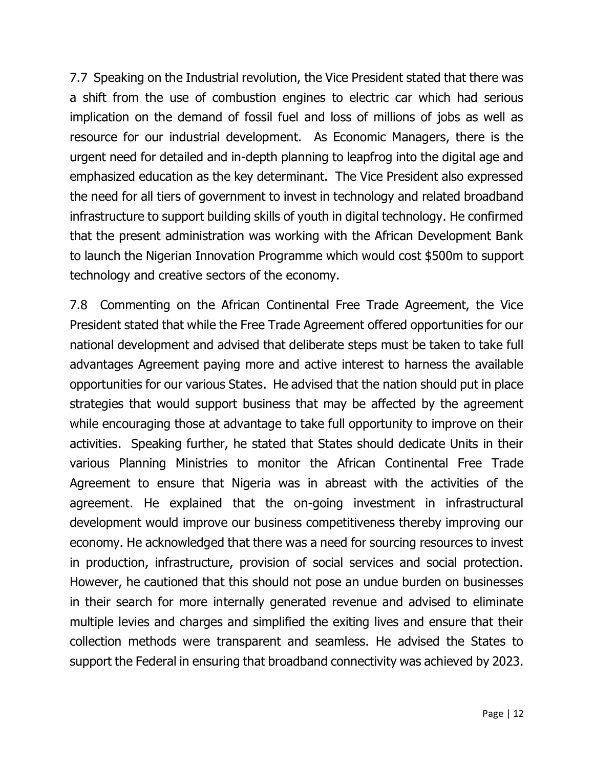7.7 Speaking on the Industrial revolution, the Vice President stated that there was a shift from the use of combustion engines to electric car which had serious implication on the demand of fossil fuel and loss of millions of jobs as well as resource for our industrial development. As Economic Managers, there is the urgent need for detailed and in-depth planning to leapfrog into the digital age and emphasized education as the key determinant. The Vice President also expressed the need for all tiers of government to invest in technology and related broadband infrastructure to support building skills of youth in digital technology. He confirmed that the present administration was working with the African Development Bank to launch the Nigerian Innovation Programme which would cost $500m to support technology and creative sectors of the economy.

7.8 Commenting on the African Continental Free Trade Agreement, the Vice President stated that while the Free Trade Agreement offered opportunities for our national development and advised that deliberate steps must be taken to take full advantages Agreement paying more and active interest to harness the available opportunities for our various States. He advised that the nation should put in place strategies that would support business that may be affected by the agreement while encouraging those at advantage to take full opportunity to improve on their activities. Speaking further, he stated that States should dedicate Units in their various Planning Ministries to monitor the African Continental Free Trade Agreement to ensure that Nigeria was in abreast with the activities of the agreement. He explained that the on-going investment in infrastructural development would improve our business competitiveness thereby improving our economy. He acknowledged that there was a need for sourcing resources to invest in production, infrastructure, provision of social services and social protection. However, he cautioned that this should not pose an undue burden on businesses in their search for more internally generated revenue and advised to eliminate multiple levies and charges and simplified the exiting lives and ensure that their collection methods were transparent and seamless. He advised the States to support the Federal in ensuring that broadband connectivity was achieved by 2023.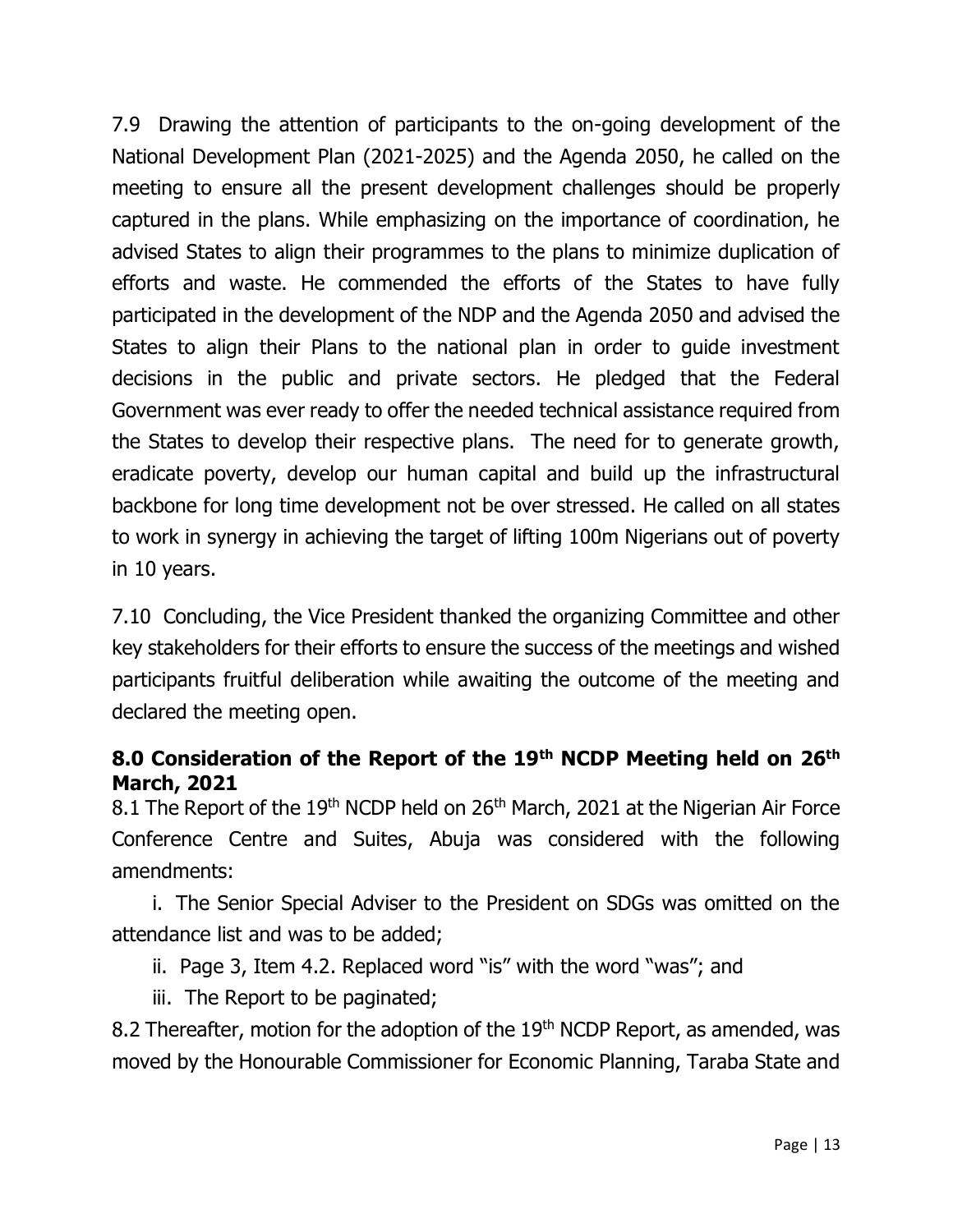7.9 Drawing the attention of participants to the on-going development of the National Development Plan (2021-2025) and the Agenda 2050, he called on the meeting to ensure all the present development challenges should be properly captured in the plans. While emphasizing on the importance of coordination, he advised States to align their programmes to the plans to minimize duplication of efforts and waste. He commended the efforts of the States to have fully participated in the development of the NDP and the Agenda 2050 and advised the States to align their Plans to the national plan in order to guide investment decisions in the public and private sectors. He pledged that the Federal Government was ever ready to offer the needed technical assistance required from the States to develop their respective plans. The need for to generate growth, eradicate poverty, develop our human capital and build up the infrastructural backbone for long time development not be over stressed. He called on all states to work in synergy in achieving the target of lifting 100m Nigerians out of poverty in 10 years.

7.10 Concluding, the Vice President thanked the organizing Committee and other key stakeholders for their efforts to ensure the success of the meetings and wished participants fruitful deliberation while awaiting the outcome of the meeting and declared the meeting open.

### 8.0 Consideration of the Report of the 19th NCDP Meeting held on 26th March, 2021

8.1 The Report of the 19th NCDP held on 26th March, 2021 at the Nigerian Air Force Conference Centre and Suites, Abuja was considered with the following amendments:

i. The Senior Special Adviser to the President on SDGs was omitted on the attendance list and was to be added;

ii. Page 3, Item 4.2. Replaced word "is" with the word "was"; and

iii. The Report to be paginated;

8.2 Thereafter, motion for the adoption of the 19th NCDP Report, as amended, was moved by the Honourable Commissioner for Economic Planning, Taraba State and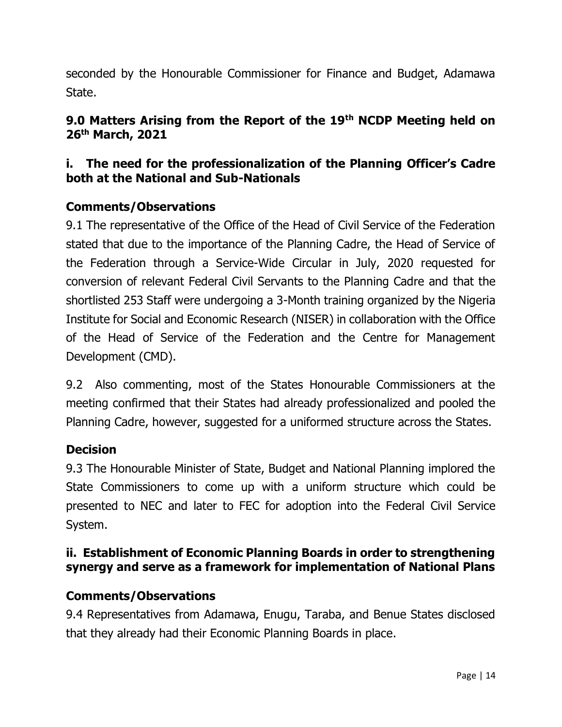seconded by the Honourable Commissioner for Finance and Budget, Adamawa State.

## 9.0 Matters Arising from the Report of the 19th NCDP Meeting held on 26th March, 2021

### i. The need for the professionalization of the Planning Officer's Cadre both at the National and Sub-Nationals

**Comments/Observations**

9.1 The representative of the Office of the Head of Civil Service of the Federation stated that due to the importance of the Planning Cadre, the Head of Service of the Federation through a Service-Wide Circular in July, 2020 requested for conversion of relevant Federal Civil Servants to the Planning Cadre and that the shortlisted 253 Staff were undergoing a 3-Month training organized by the Nigeria Institute for Social and Economic Research (NISER) in collaboration with the Office of the Head of Service of the Federation and the Centre for Management Development (CMD).

9.2 Also commenting, most of the States Honourable Commissioners at the meeting confirmed that their States had already professionalized and pooled the Planning Cadre, however, suggested for a uniformed structure across the States.

**Decision**

9.3 The Honourable Minister of State, Budget and National Planning implored the State Commissioners to come up with a uniform structure which could be presented to NEC and later to FEC for adoption into the Federal Civil Service System.

### ii. Establishment of Economic Planning Boards in order to strengthening synergy and serve as a framework for implementation of National Plans

**Comments/Observations**

9.4 Representatives from Adamawa, Enugu, Taraba, and Benue States disclosed that they already had their Economic Planning Boards in place.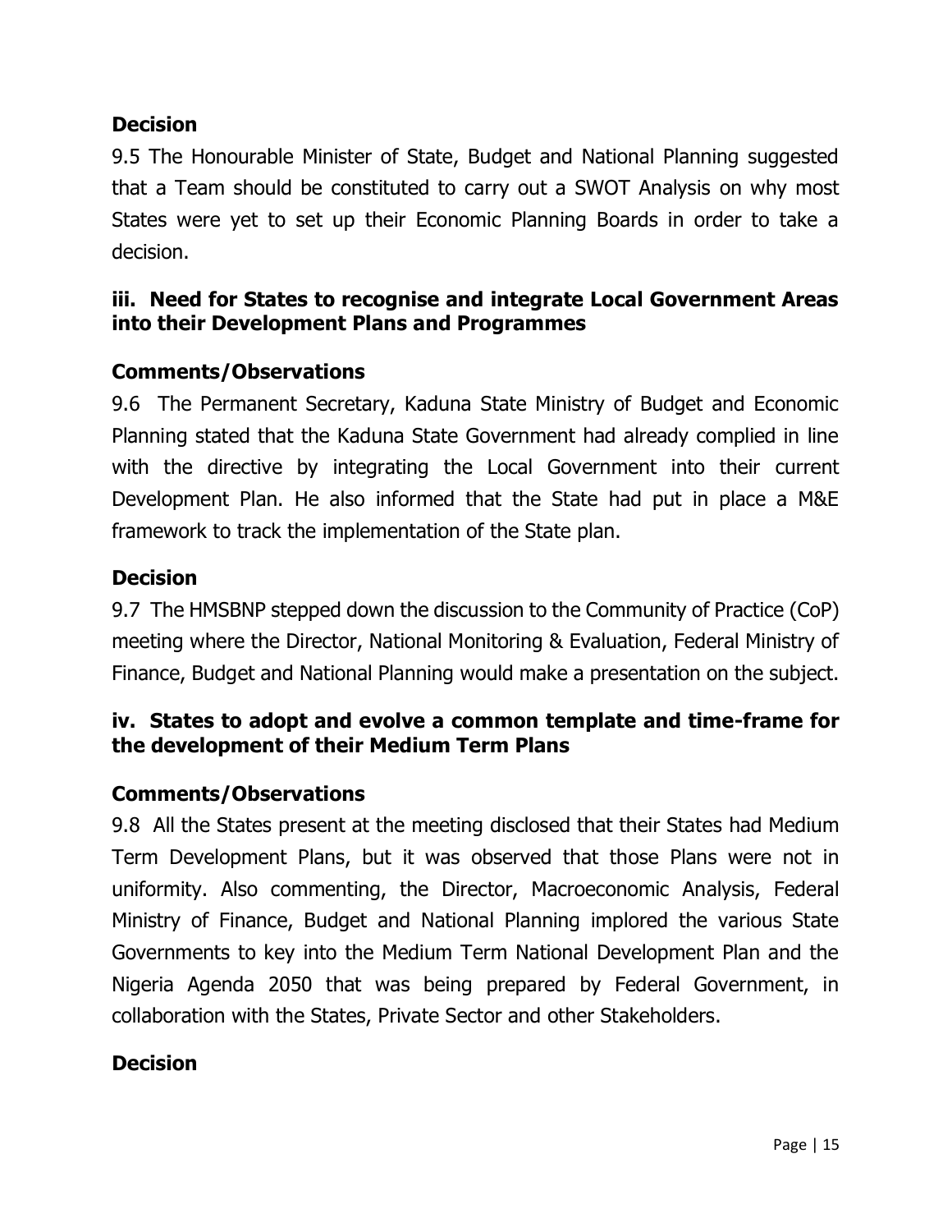**Decision**

9.5 The Honourable Minister of State, Budget and National Planning suggested that a Team should be constituted to carry out a SWOT Analysis on why most States were yet to set up their Economic Planning Boards in order to take a decision.

### iii. Need for States to recognise and integrate Local Government Areas into their Development Plans and Programmes

**Comments/Observations**

9.6 The Permanent Secretary, Kaduna State Ministry of Budget and Economic Planning stated that the Kaduna State Government had already complied in line with the directive by integrating the Local Government into their current Development Plan. He also informed that the State had put in place a M&E framework to track the implementation of the State plan.

**Decision**

9.7 The HMSBNP stepped down the discussion to the Community of Practice (CoP) meeting where the Director, National Monitoring & Evaluation, Federal Ministry of Finance, Budget and National Planning would make a presentation on the subject.

### iv. States to adopt and evolve a common template and time-frame for the development of their Medium Term Plans

**Comments/Observations**

9.8 All the States present at the meeting disclosed that their States had Medium Term Development Plans, but it was observed that those Plans were not in uniformity. Also commenting, the Director, Macroeconomic Analysis, Federal Ministry of Finance, Budget and National Planning implored the various State Governments to key into the Medium Term National Development Plan and the Nigeria Agenda 2050 that was being prepared by Federal Government, in collaboration with the States, Private Sector and other Stakeholders.

**Decision**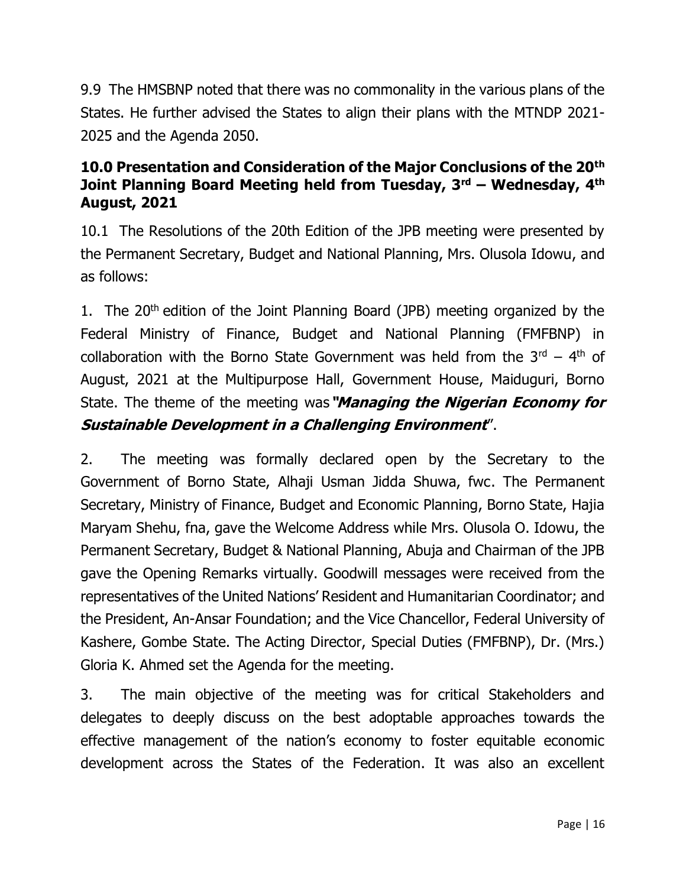9.9 The HMSBNP noted that there was no commonality in the various plans of the States. He further advised the States to align their plans with the MTNDP 2021-2025 and the Agenda 2050.

## 10.0 Presentation and Consideration of the Major Conclusions of the 20th Joint Planning Board Meeting held from Tuesday, 3rd – Wednesday, 4th August, 2021

10.1 The Resolutions of the 20th Edition of the JPB meeting were presented by the Permanent Secretary, Budget and National Planning, Mrs. Olusola Idowu, and as follows:

1. The 20th edition of the Joint Planning Board (JPB) meeting organized by the Federal Ministry of Finance, Budget and National Planning (FMFBNP) in collaboration with the Borno State Government was held from the 3rd – 4th of August, 2021 at the Multipurpose Hall, Government House, Maiduguri, Borno State. The theme of the meeting was ***"Managing the Nigerian Economy for Sustainable Development in a Challenging Environment***".

2. The meeting was formally declared open by the Secretary to the Government of Borno State, Alhaji Usman Jidda Shuwa, fwc. The Permanent Secretary, Ministry of Finance, Budget and Economic Planning, Borno State, Hajia Maryam Shehu, fna, gave the Welcome Address while Mrs. Olusola O. Idowu, the Permanent Secretary, Budget & National Planning, Abuja and Chairman of the JPB gave the Opening Remarks virtually. Goodwill messages were received from the representatives of the United Nations' Resident and Humanitarian Coordinator; and the President, An-Ansar Foundation; and the Vice Chancellor, Federal University of Kashere, Gombe State. The Acting Director, Special Duties (FMFBNP), Dr. (Mrs.) Gloria K. Ahmed set the Agenda for the meeting.

3. The main objective of the meeting was for critical Stakeholders and delegates to deeply discuss on the best adoptable approaches towards the effective management of the nation's economy to foster equitable economic development across the States of the Federation. It was also an excellent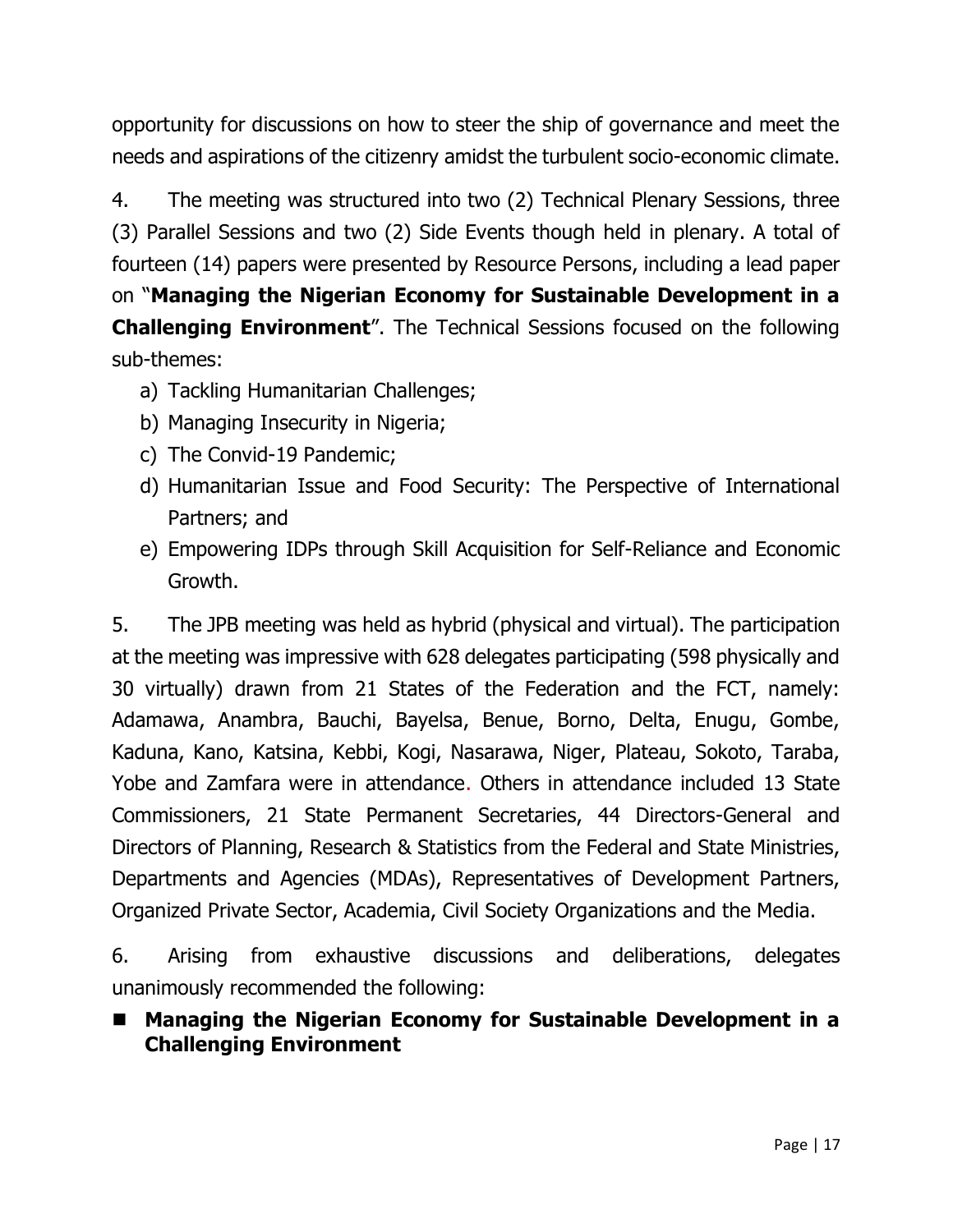opportunity for discussions on how to steer the ship of governance and meet the needs and aspirations of the citizenry amidst the turbulent socio-economic climate.

4. The meeting was structured into two (2) Technical Plenary Sessions, three (3) Parallel Sessions and two (2) Side Events though held in plenary. A total of fourteen (14) papers were presented by Resource Persons, including a lead paper on "**Managing the Nigerian Economy for Sustainable Development in a Challenging Environment**". The Technical Sessions focused on the following sub-themes:

a) Tackling Humanitarian Challenges;
b) Managing Insecurity in Nigeria;
c) The Convid-19 Pandemic;
d) Humanitarian Issue and Food Security: The Perspective of International Partners; and
e) Empowering IDPs through Skill Acquisition for Self-Reliance and Economic Growth.

5. The JPB meeting was held as hybrid (physical and virtual). The participation at the meeting was impressive with 628 delegates participating (598 physically and 30 virtually) drawn from 21 States of the Federation and the FCT, namely: Adamawa, Anambra, Bauchi, Bayelsa, Benue, Borno, Delta, Enugu, Gombe, Kaduna, Kano, Katsina, Kebbi, Kogi, Nasarawa, Niger, Plateau, Sokoto, Taraba, Yobe and Zamfara were in attendance. Others in attendance included 13 State Commissioners, 21 State Permanent Secretaries, 44 Directors-General and Directors of Planning, Research & Statistics from the Federal and State Ministries, Departments and Agencies (MDAs), Representatives of Development Partners, Organized Private Sector, Academia, Civil Society Organizations and the Media.

6. Arising from exhaustive discussions and deliberations, delegates unanimously recommended the following:

- **Managing the Nigerian Economy for Sustainable Development in a Challenging Environment**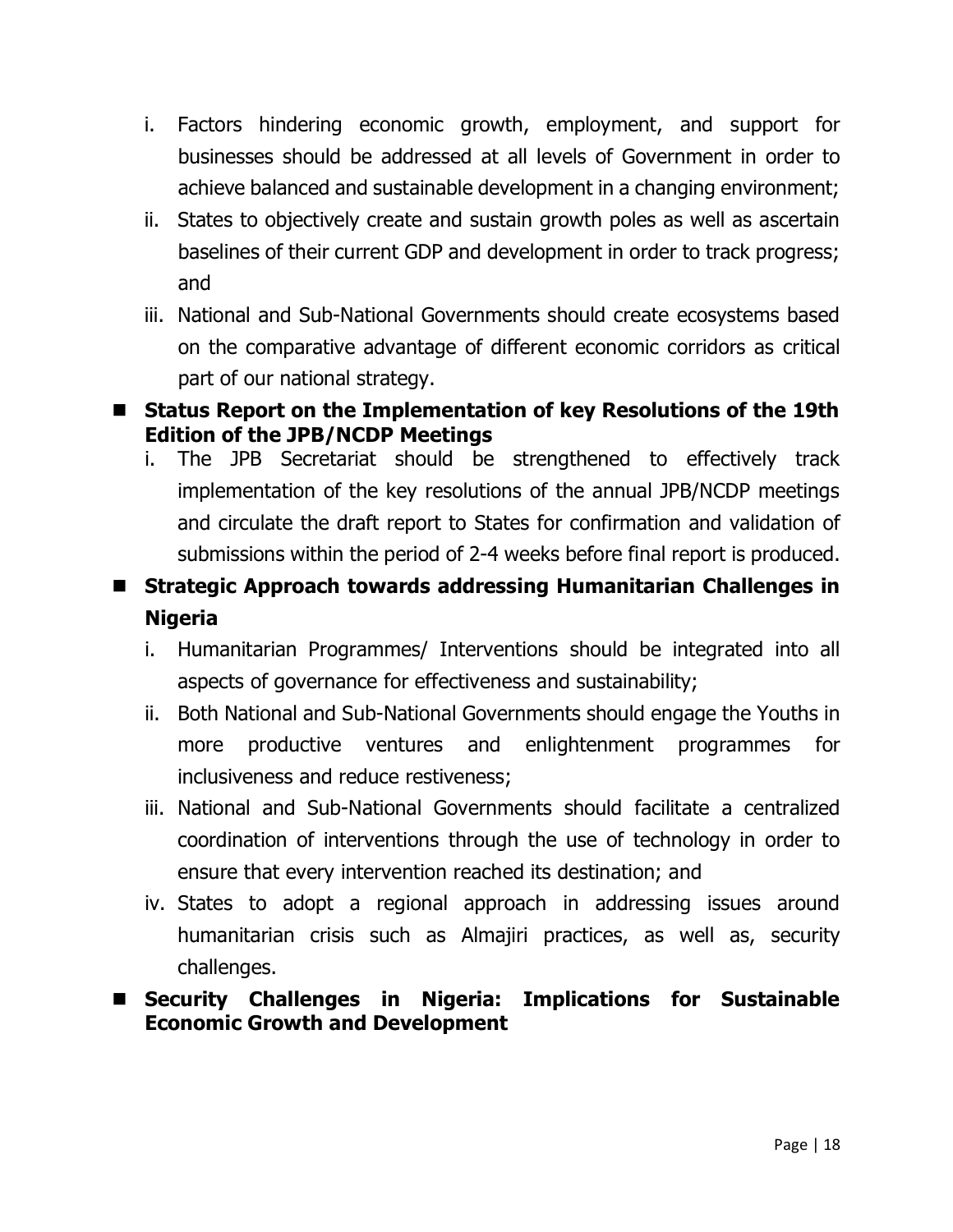i. Factors hindering economic growth, employment, and support for businesses should be addressed at all levels of Government in order to achieve balanced and sustainable development in a changing environment;
ii. States to objectively create and sustain growth poles as well as ascertain baselines of their current GDP and development in order to track progress; and
iii. National and Sub-National Governments should create ecosystems based on the comparative advantage of different economic corridors as critical part of our national strategy.

- **Status Report on the Implementation of key Resolutions of the 19th Edition of the JPB/NCDP Meetings**

  i. The JPB Secretariat should be strengthened to effectively track implementation of the key resolutions of the annual JPB/NCDP meetings and circulate the draft report to States for confirmation and validation of submissions within the period of 2-4 weeks before final report is produced.

- **Strategic Approach towards addressing Humanitarian Challenges in Nigeria**

  i. Humanitarian Programmes/ Interventions should be integrated into all aspects of governance for effectiveness and sustainability;
  ii. Both National and Sub-National Governments should engage the Youths in more productive ventures and enlightenment programmes for inclusiveness and reduce restiveness;
  iii. National and Sub-National Governments should facilitate a centralized coordination of interventions through the use of technology in order to ensure that every intervention reached its destination; and
  iv. States to adopt a regional approach in addressing issues around humanitarian crisis such as Almajiri practices, as well as, security challenges.

- **Security Challenges in Nigeria: Implications for Sustainable Economic Growth and Development**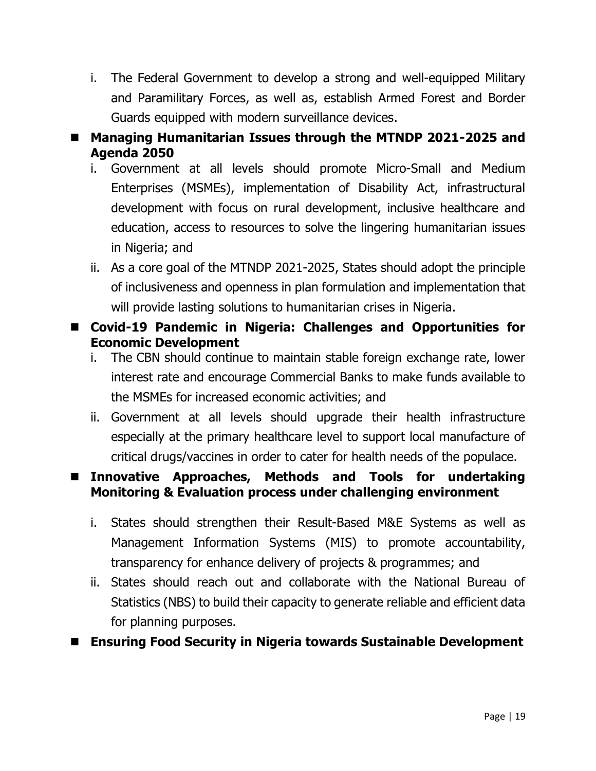i. The Federal Government to develop a strong and well-equipped Military and Paramilitary Forces, as well as, establish Armed Forest and Border Guards equipped with modern surveillance devices.

- **Managing Humanitarian Issues through the MTNDP 2021-2025 and Agenda 2050**

  i. Government at all levels should promote Micro-Small and Medium Enterprises (MSMEs), implementation of Disability Act, infrastructural development with focus on rural development, inclusive healthcare and education, access to resources to solve the lingering humanitarian issues in Nigeria; and

  ii. As a core goal of the MTNDP 2021-2025, States should adopt the principle of inclusiveness and openness in plan formulation and implementation that will provide lasting solutions to humanitarian crises in Nigeria.

- **Covid-19 Pandemic in Nigeria: Challenges and Opportunities for Economic Development**

  i. The CBN should continue to maintain stable foreign exchange rate, lower interest rate and encourage Commercial Banks to make funds available to the MSMEs for increased economic activities; and

  ii. Government at all levels should upgrade their health infrastructure especially at the primary healthcare level to support local manufacture of critical drugs/vaccines in order to cater for health needs of the populace.

- **Innovative Approaches, Methods and Tools for undertaking Monitoring & Evaluation process under challenging environment**

  i. States should strengthen their Result-Based M&E Systems as well as Management Information Systems (MIS) to promote accountability, transparency for enhance delivery of projects & programmes; and

  ii. States should reach out and collaborate with the National Bureau of Statistics (NBS) to build their capacity to generate reliable and efficient data for planning purposes.

- **Ensuring Food Security in Nigeria towards Sustainable Development**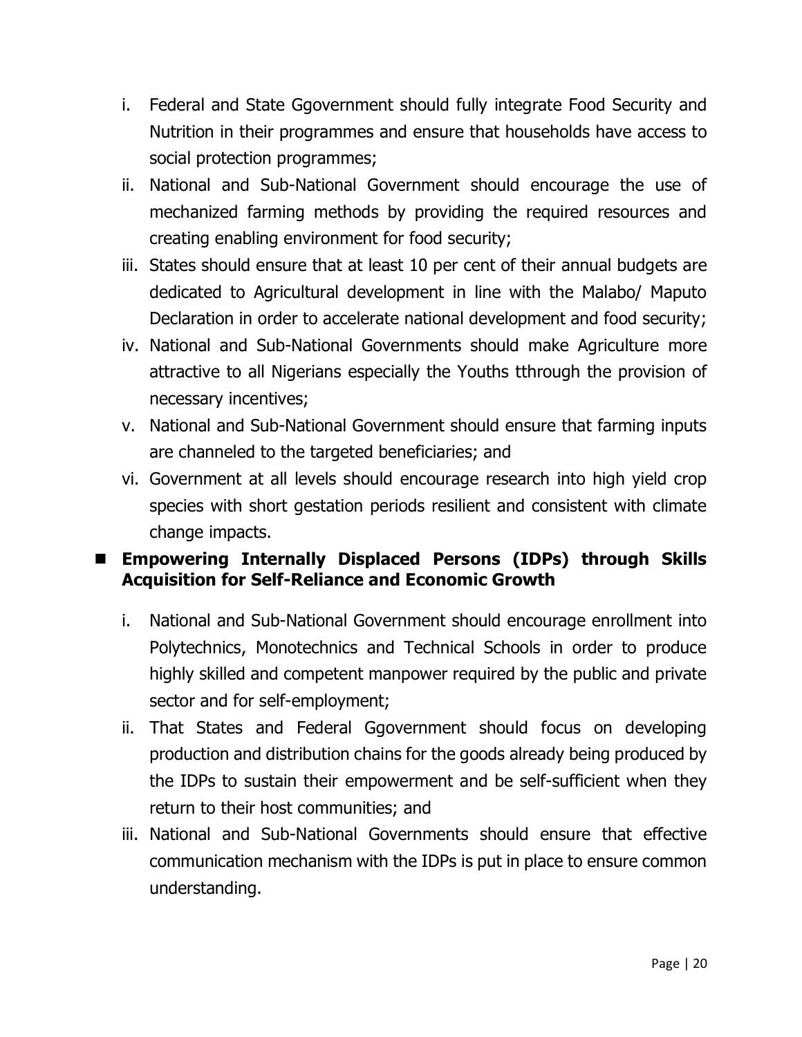i. Federal and State Ggovernment should fully integrate Food Security and Nutrition in their programmes and ensure that households have access to social protection programmes;
ii. National and Sub-National Government should encourage the use of mechanized farming methods by providing the required resources and creating enabling environment for food security;
iii. States should ensure that at least 10 per cent of their annual budgets are dedicated to Agricultural development in line with the Malabo/ Maputo Declaration in order to accelerate national development and food security;
iv. National and Sub-National Governments should make Agriculture more attractive to all Nigerians especially the Youths tthrough the provision of necessary incentives;
v. National and Sub-National Government should ensure that farming inputs are channeled to the targeted beneficiaries; and
vi. Government at all levels should encourage research into high yield crop species with short gestation periods resilient and consistent with climate change impacts.

- **Empowering Internally Displaced Persons (IDPs) through Skills Acquisition for Self-Reliance and Economic Growth**

i. National and Sub-National Government should encourage enrollment into Polytechnics, Monotechnics and Technical Schools in order to produce highly skilled and competent manpower required by the public and private sector and for self-employment;
ii. That States and Federal Ggovernment should focus on developing production and distribution chains for the goods already being produced by the IDPs to sustain their empowerment and be self-sufficient when they return to their host communities; and
iii. National and Sub-National Governments should ensure that effective communication mechanism with the IDPs is put in place to ensure common understanding.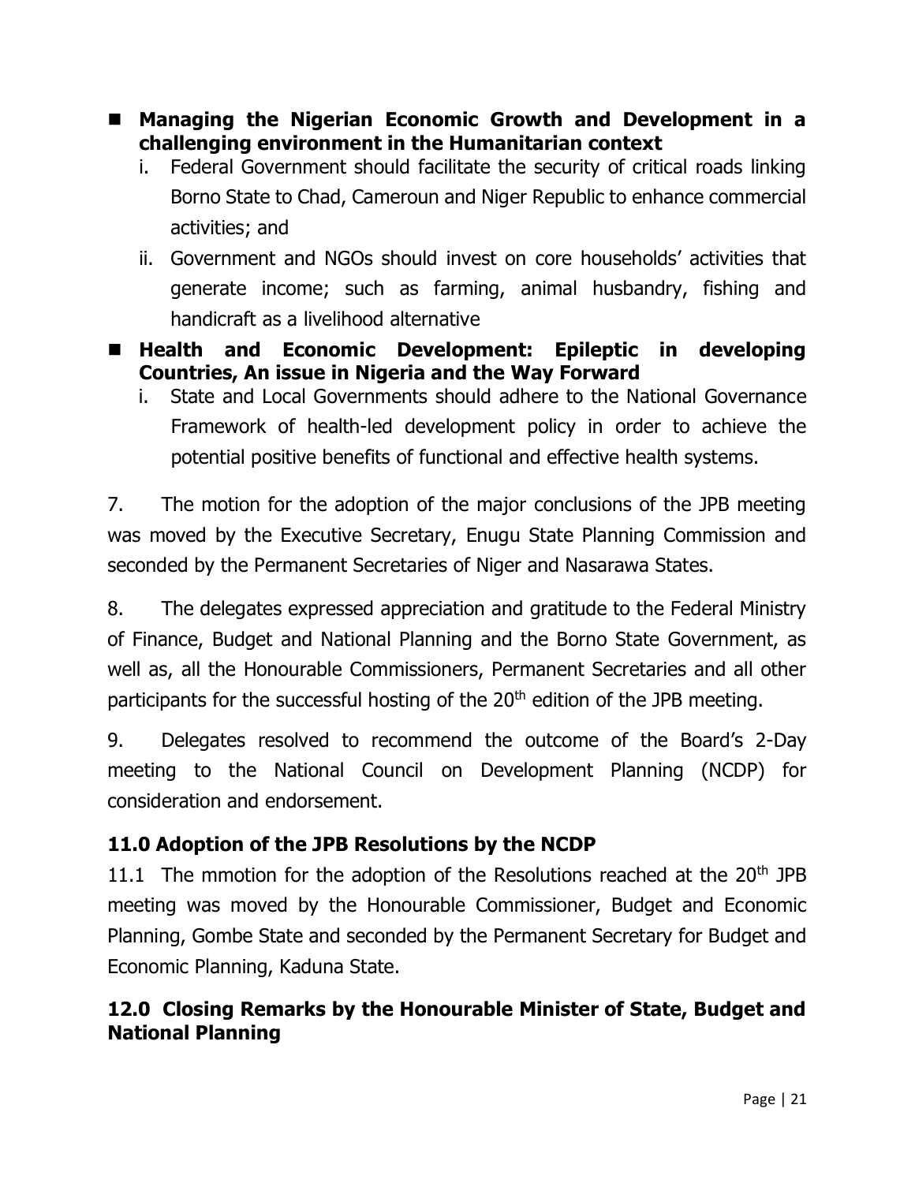- **Managing the Nigerian Economic Growth and Development in a challenging environment in the Humanitarian context**
  i. Federal Government should facilitate the security of critical roads linking Borno State to Chad, Cameroun and Niger Republic to enhance commercial activities; and
  ii. Government and NGOs should invest on core households' activities that generate income; such as farming, animal husbandry, fishing and handicraft as a livelihood alternative
- **Health and Economic Development: Epileptic in developing Countries, An issue in Nigeria and the Way Forward**
  i. State and Local Governments should adhere to the National Governance Framework of health-led development policy in order to achieve the potential positive benefits of functional and effective health systems.

7. The motion for the adoption of the major conclusions of the JPB meeting was moved by the Executive Secretary, Enugu State Planning Commission and seconded by the Permanent Secretaries of Niger and Nasarawa States.

8. The delegates expressed appreciation and gratitude to the Federal Ministry of Finance, Budget and National Planning and the Borno State Government, as well as, all the Honourable Commissioners, Permanent Secretaries and all other participants for the successful hosting of the 20th edition of the JPB meeting.

9. Delegates resolved to recommend the outcome of the Board's 2-Day meeting to the National Council on Development Planning (NCDP) for consideration and endorsement.

### 11.0 Adoption of the JPB Resolutions by the NCDP

11.1 The mmotion for the adoption of the Resolutions reached at the 20th JPB meeting was moved by the Honourable Commissioner, Budget and Economic Planning, Gombe State and seconded by the Permanent Secretary for Budget and Economic Planning, Kaduna State.

### 12.0 Closing Remarks by the Honourable Minister of State, Budget and National Planning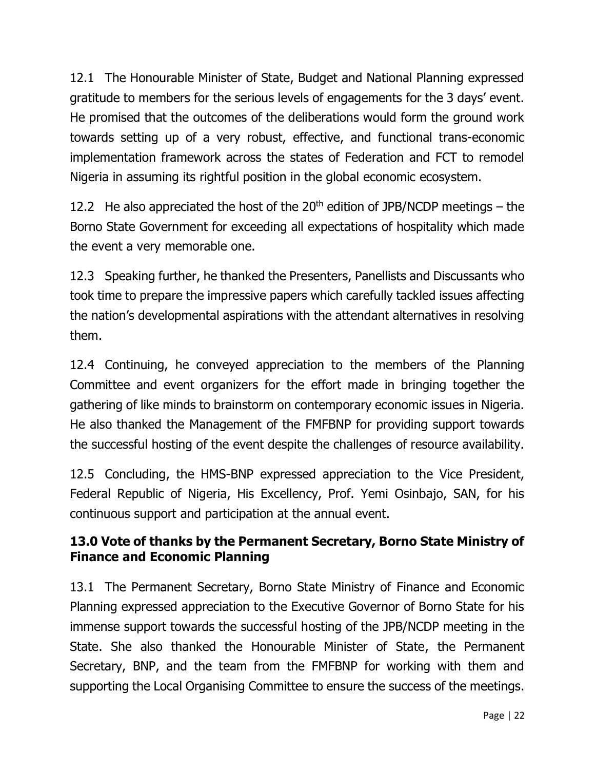12.1 The Honourable Minister of State, Budget and National Planning expressed gratitude to members for the serious levels of engagements for the 3 days' event. He promised that the outcomes of the deliberations would form the ground work towards setting up of a very robust, effective, and functional trans-economic implementation framework across the states of Federation and FCT to remodel Nigeria in assuming its rightful position in the global economic ecosystem.

12.2 He also appreciated the host of the 20th edition of JPB/NCDP meetings – the Borno State Government for exceeding all expectations of hospitality which made the event a very memorable one.

12.3 Speaking further, he thanked the Presenters, Panellists and Discussants who took time to prepare the impressive papers which carefully tackled issues affecting the nation's developmental aspirations with the attendant alternatives in resolving them.

12.4 Continuing, he conveyed appreciation to the members of the Planning Committee and event organizers for the effort made in bringing together the gathering of like minds to brainstorm on contemporary economic issues in Nigeria. He also thanked the Management of the FMFBNP for providing support towards the successful hosting of the event despite the challenges of resource availability.

12.5 Concluding, the HMS-BNP expressed appreciation to the Vice President, Federal Republic of Nigeria, His Excellency, Prof. Yemi Osinbajo, SAN, for his continuous support and participation at the annual event.

## 13.0 Vote of thanks by the Permanent Secretary, Borno State Ministry of Finance and Economic Planning

13.1 The Permanent Secretary, Borno State Ministry of Finance and Economic Planning expressed appreciation to the Executive Governor of Borno State for his immense support towards the successful hosting of the JPB/NCDP meeting in the State. She also thanked the Honourable Minister of State, the Permanent Secretary, BNP, and the team from the FMFBNP for working with them and supporting the Local Organising Committee to ensure the success of the meetings.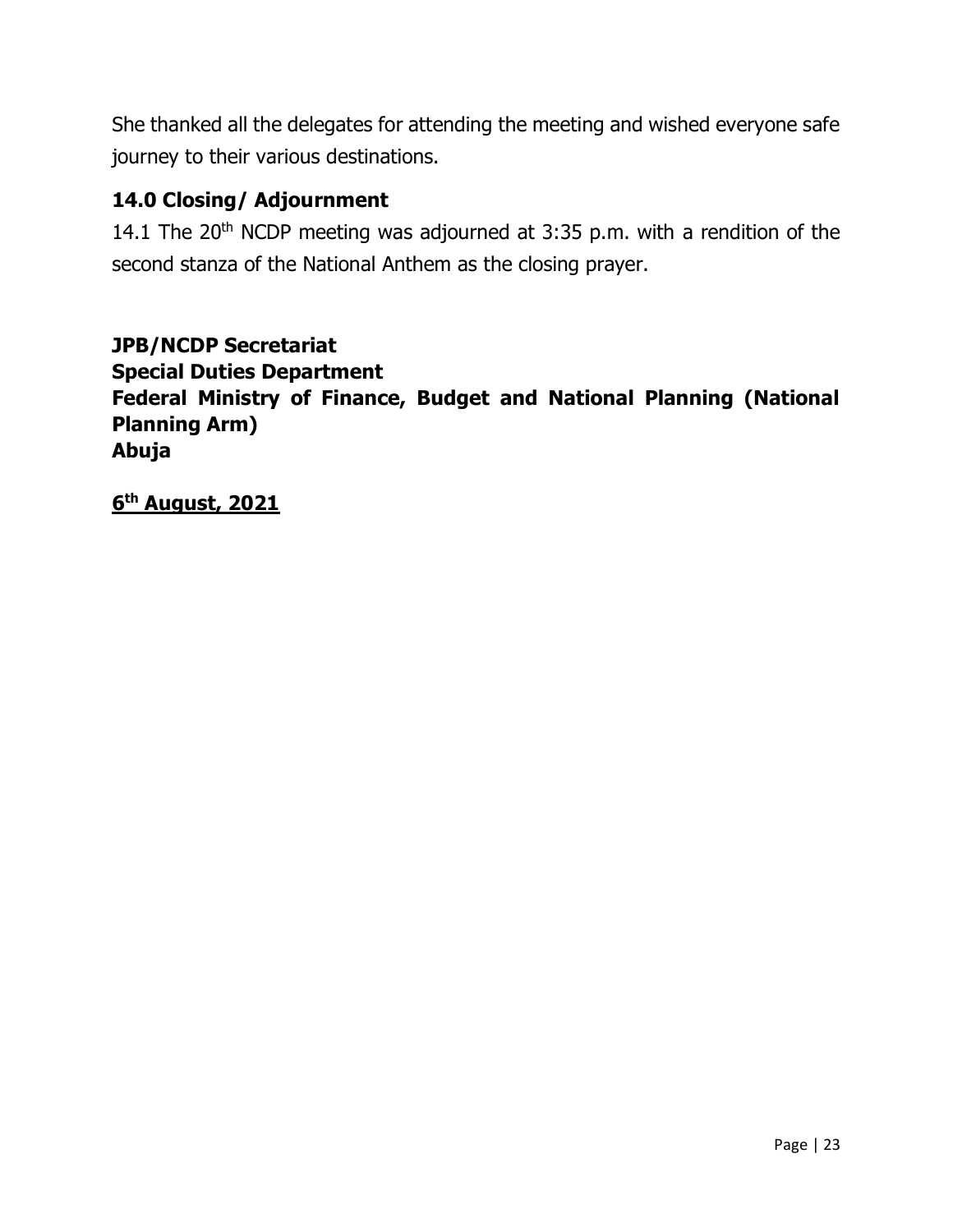She thanked all the delegates for attending the meeting and wished everyone safe journey to their various destinations.

## 14.0 Closing/ Adjournment

14.1 The 20th NCDP meeting was adjourned at 3:35 p.m. with a rendition of the second stanza of the National Anthem as the closing prayer.

**JPB/NCDP Secretariat**
**Special Duties Department**
**Federal Ministry of Finance, Budget and National Planning (National Planning Arm)**
**Abuja**

**6th August, 2021**